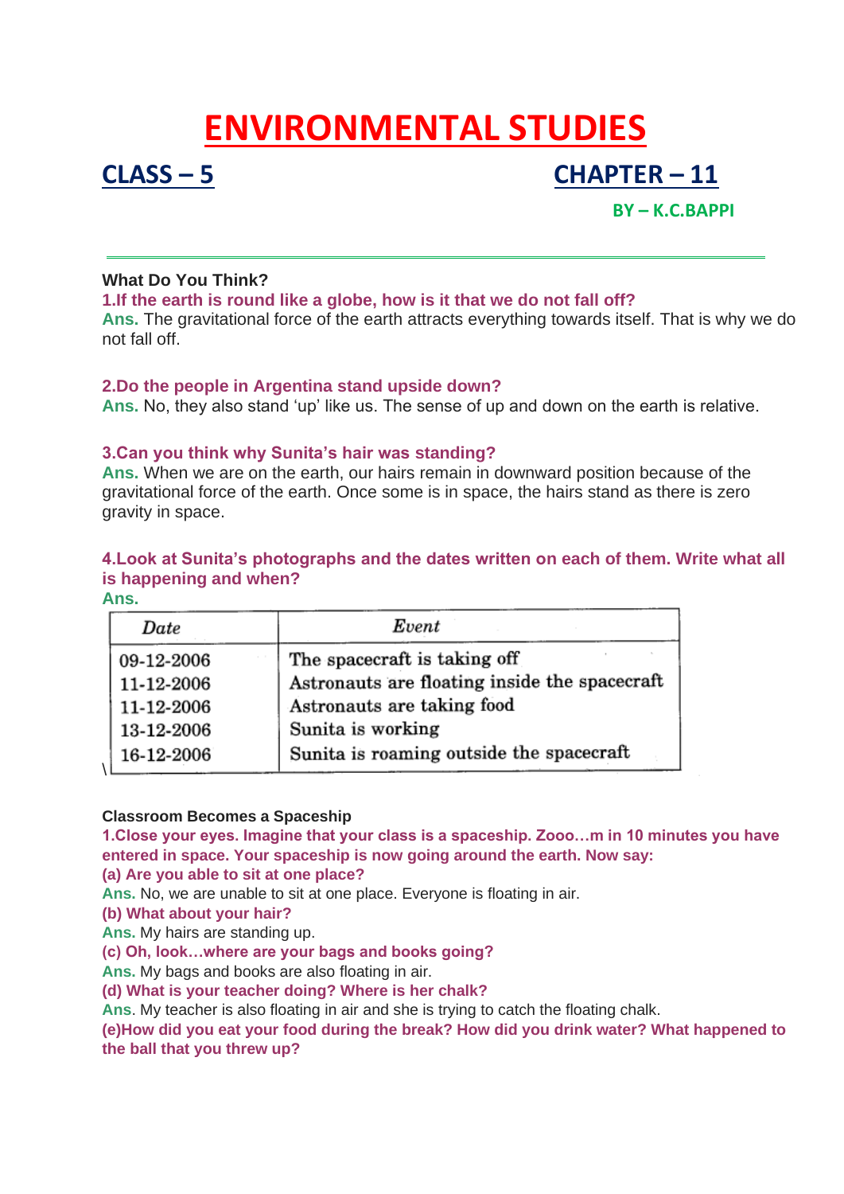# ENVIRONMENTAL STUDIES

## CLASS – 5 CHAPTER – 11

**BY – K.C.BAPPI**

---

**What Do You Think?**

**1.If the earth is round like a globe, how is it that we do not fall off?**

**Ans.** The gravitational force of the earth attracts everything towards itself. That is why we do not fall off.

**2.Do the people in Argentina stand upside down?**

**Ans.** No, they also stand 'up' like us. The sense of up and down on the earth is relative.

**3.Can you think why Sunita's hair was standing?**

**Ans.** When we are on the earth, our hairs remain in downward position because of the gravitational force of the earth. Once some is in space, the hairs stand as there is zero gravity in space.

**4.Look at Sunita's photographs and the dates written on each of them. Write what all is happening and when?**

**Ans.**

| *Date* | *Event* |
|---|---|
| 09-12-2006 | The spacecraft is taking off |
| 11-12-2006 | Astronauts are floating inside the spacecraft |
| 11-12-2006 | Astronauts are taking food |
| 13-12-2006 | Sunita is working |
| 16-12-2006 | Sunita is roaming outside the spacecraft |

**Classroom Becomes a Spaceship**

**1.Close your eyes. Imagine that your class is a spaceship. Zooo…m in 10 minutes you have entered in space. Your spaceship is now going around the earth. Now say:**

**(a) Are you able to sit at one place?**

**Ans.** No, we are unable to sit at one place. Everyone is floating in air.

**(b) What about your hair?**

**Ans.** My hairs are standing up.

**(c) Oh, look…where are your bags and books going?**

**Ans.** My bags and books are also floating in air.

**(d) What is your teacher doing? Where is her chalk?**

**Ans.** My teacher is also floating in air and she is trying to catch the floating chalk.

**(e)How did you eat your food during the break? How did you drink water? What happened to the ball that you threw up?**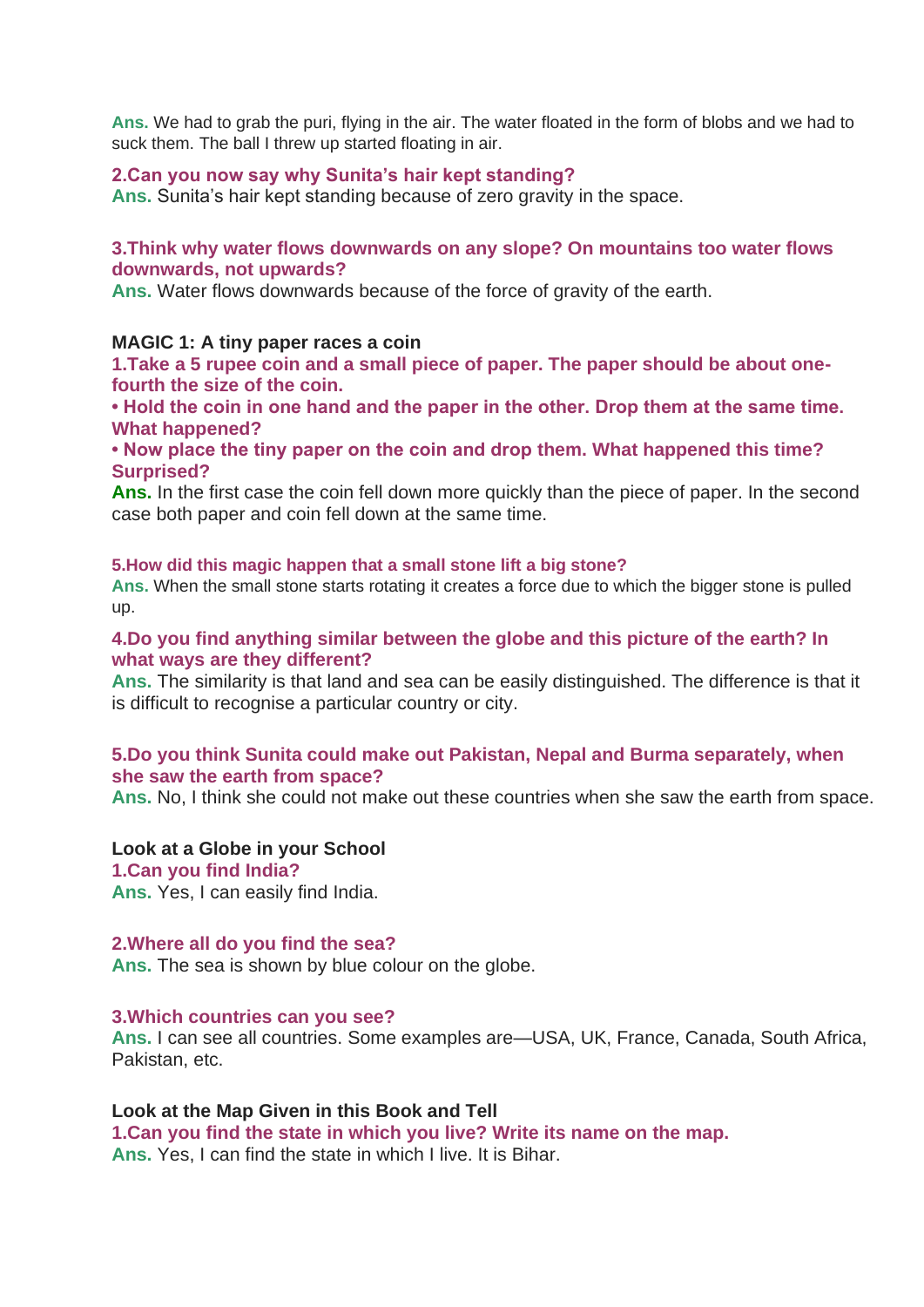**Ans.** We had to grab the puri, flying in the air. The water floated in the form of blobs and we had to suck them. The ball I threw up started floating in air.

**2.Can you now say why Sunita's hair kept standing?**
**Ans.** Sunita's hair kept standing because of zero gravity in the space.

**3.Think why water flows downwards on any slope? On mountains too water flows downwards, not upwards?**
**Ans.** Water flows downwards because of the force of gravity of the earth.

**MAGIC 1: A tiny paper races a coin**

**1.Take a 5 rupee coin and a small piece of paper. The paper should be about one-fourth the size of the coin.**

**• Hold the coin in one hand and the paper in the other. Drop them at the same time. What happened?**

**• Now place the tiny paper on the coin and drop them. What happened this time? Surprised?**

**Ans.** In the first case the coin fell down more quickly than the piece of paper. In the second case both paper and coin fell down at the same time.

**5.How did this magic happen that a small stone lift a big stone?**
**Ans.** When the small stone starts rotating it creates a force due to which the bigger stone is pulled up.

**4.Do you find anything similar between the globe and this picture of the earth? In what ways are they different?**
**Ans.** The similarity is that land and sea can be easily distinguished. The difference is that it is difficult to recognise a particular country or city.

**5.Do you think Sunita could make out Pakistan, Nepal and Burma separately, when she saw the earth from space?**
**Ans.** No, I think she could not make out these countries when she saw the earth from space.

**Look at a Globe in your School**

**1.Can you find India?**
**Ans.** Yes, I can easily find India.

**2.Where all do you find the sea?**
**Ans.** The sea is shown by blue colour on the globe.

**3.Which countries can you see?**
**Ans.** I can see all countries. Some examples are—USA, UK, France, Canada, South Africa, Pakistan, etc.

**Look at the Map Given in this Book and Tell**

**1.Can you find the state in which you live? Write its name on the map.**
**Ans.** Yes, I can find the state in which I live. It is Bihar.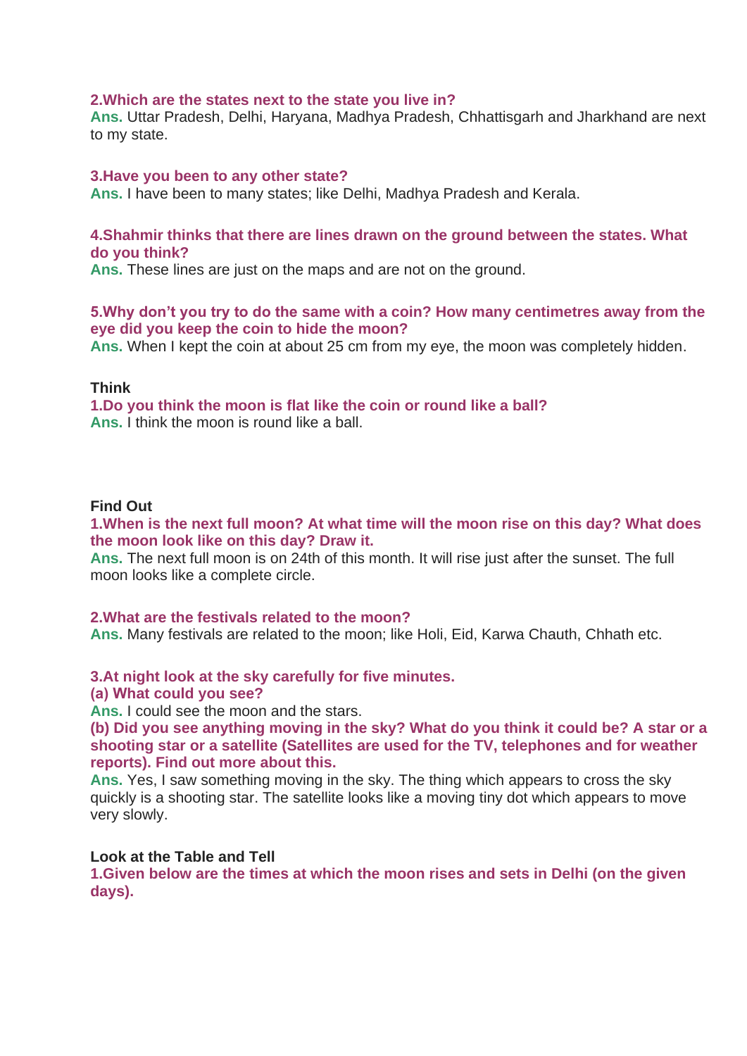**2.Which are the states next to the state you live in?**
**Ans.** Uttar Pradesh, Delhi, Haryana, Madhya Pradesh, Chhattisgarh and Jharkhand are next to my state.

**3.Have you been to any other state?**
**Ans.** I have been to many states; like Delhi, Madhya Pradesh and Kerala.

**4.Shahmir thinks that there are lines drawn on the ground between the states. What do you think?**
**Ans.** These lines are just on the maps and are not on the ground.

**5.Why don't you try to do the same with a coin? How many centimetres away from the eye did you keep the coin to hide the moon?**
**Ans.** When I kept the coin at about 25 cm from my eye, the moon was completely hidden.

**Think**

**1.Do you think the moon is flat like the coin or round like a ball?**
**Ans.** I think the moon is round like a ball.

**Find Out**

**1.When is the next full moon? At what time will the moon rise on this day? What does the moon look like on this day? Draw it.**
**Ans.** The next full moon is on 24th of this month. It will rise just after the sunset. The full moon looks like a complete circle.

**2.What are the festivals related to the moon?**
**Ans.** Many festivals are related to the moon; like Holi, Eid, Karwa Chauth, Chhath etc.

**3.At night look at the sky carefully for five minutes.**
**(a) What could you see?**
**Ans.** I could see the moon and the stars.
**(b) Did you see anything moving in the sky? What do you think it could be? A star or a shooting star or a satellite (Satellites are used for the TV, telephones and for weather reports). Find out more about this.**
**Ans.** Yes, I saw something moving in the sky. The thing which appears to cross the sky quickly is a shooting star. The satellite looks like a moving tiny dot which appears to move very slowly.

**Look at the Table and Tell**

**1.Given below are the times at which the moon rises and sets in Delhi (on the given days).**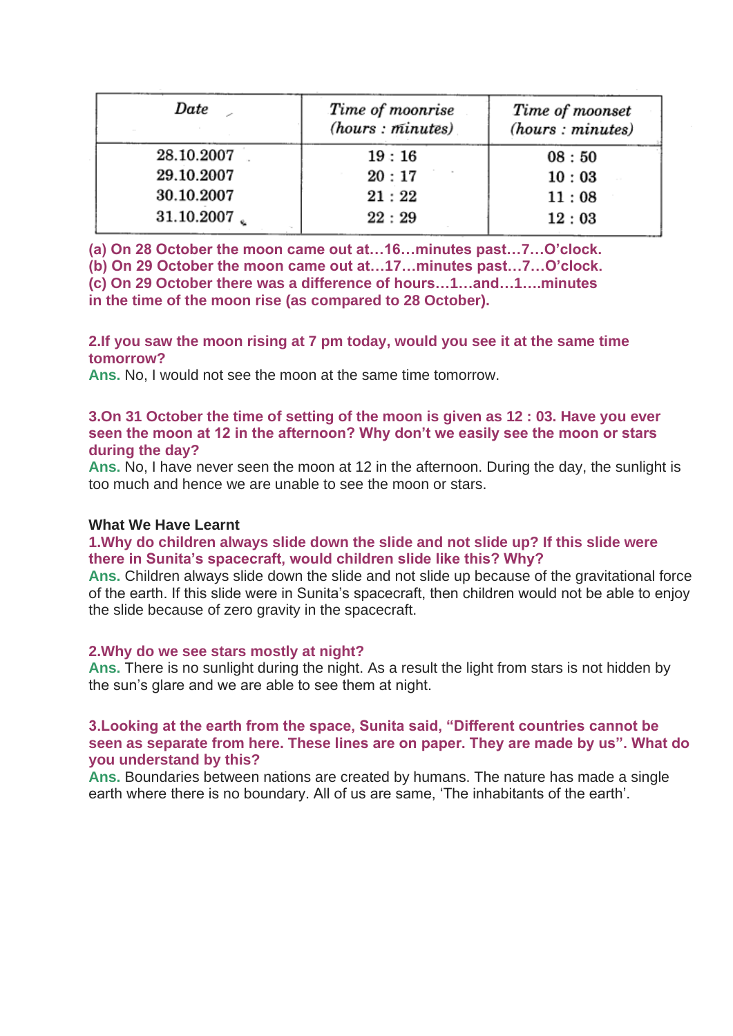| Date | Time of moonrise (hours : minutes) | Time of moonset (hours : minutes) |
| --- | --- | --- |
| 28.10.2007 | 19 : 16 | 08 : 50 |
| 29.10.2007 | 20 : 17 | 10 : 03 |
| 30.10.2007 | 21 : 22 | 11 : 08 |
| 31.10.2007 | 22 : 29 | 12 : 03 |

**(a) On 28 October the moon came out at…16…minutes past…7…O'clock.**
**(b) On 29 October the moon came out at…17…minutes past…7…O'clock.**
**(c) On 29 October there was a difference of hours…1…and…1….minutes in the time of the moon rise (as compared to 28 October).**

**2.If you saw the moon rising at 7 pm today, would you see it at the same time tomorrow?**

**Ans.** No, I would not see the moon at the same time tomorrow.

**3.On 31 October the time of setting of the moon is given as 12 : 03. Have you ever seen the moon at 12 in the afternoon? Why don't we easily see the moon or stars during the day?**

**Ans.** No, I have never seen the moon at 12 in the afternoon. During the day, the sunlight is too much and hence we are unable to see the moon or stars.

**What We Have Learnt**

**1.Why do children always slide down the slide and not slide up? If this slide were there in Sunita's spacecraft, would children slide like this? Why?**

**Ans.** Children always slide down the slide and not slide up because of the gravitational force of the earth. If this slide were in Sunita's spacecraft, then children would not be able to enjoy the slide because of zero gravity in the spacecraft.

**2.Why do we see stars mostly at night?**

**Ans.** There is no sunlight during the night. As a result the light from stars is not hidden by the sun's glare and we are able to see them at night.

**3.Looking at the earth from the space, Sunita said, "Different countries cannot be seen as separate from here. These lines are on paper. They are made by us". What do you understand by this?**

**Ans.** Boundaries between nations are created by humans. The nature has made a single earth where there is no boundary. All of us are same, 'The inhabitants of the earth'.